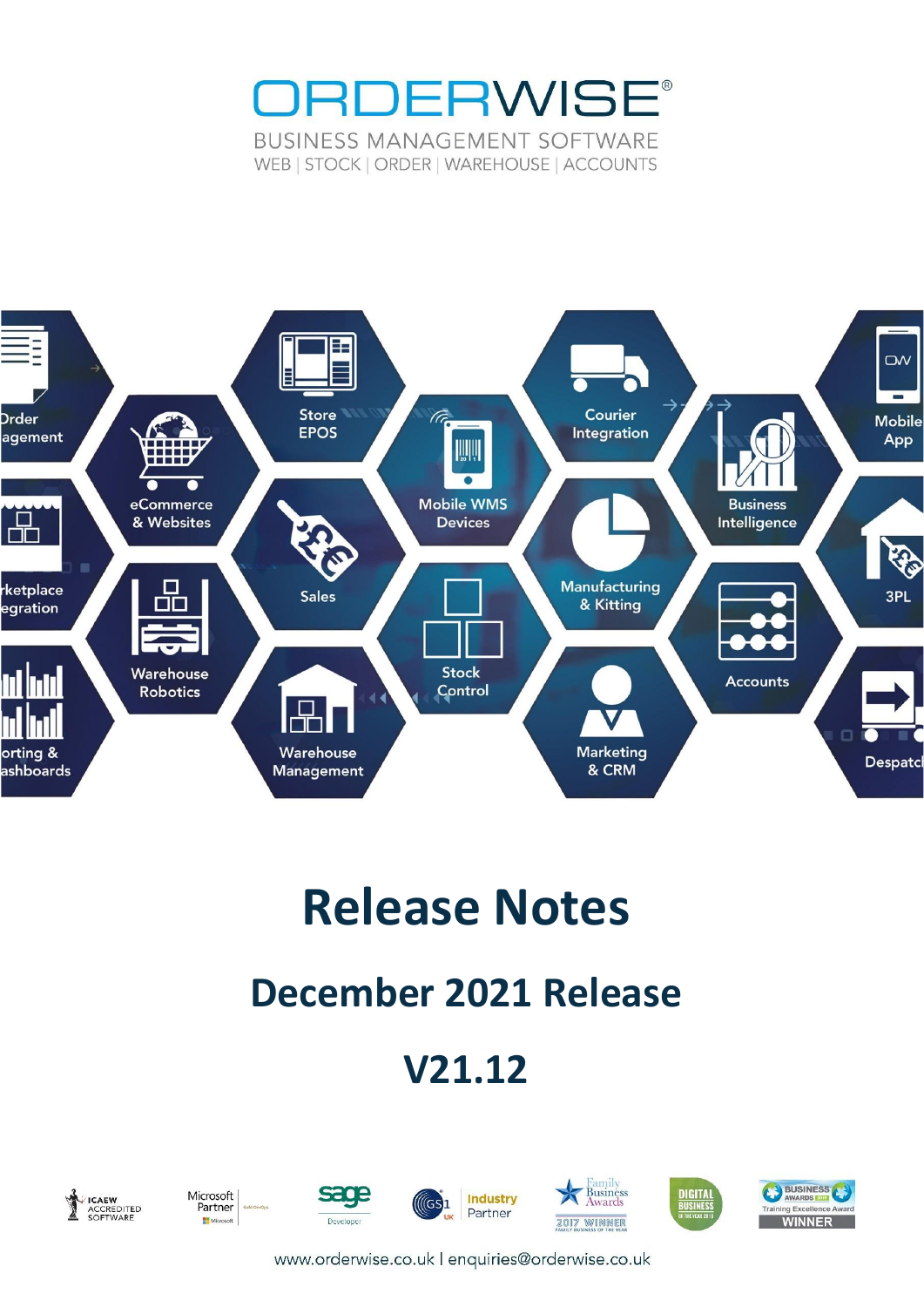# ORDERWISE®

BUSINESS MANAGEMENT SOFTWARE

WEB | STOCK | ORDER | WAREHOUSE | ACCOUNTS

# Release Notes

## December 2021 Release

## V21.12

www.orderwise.co.uk I enquiries@orderwise.co.uk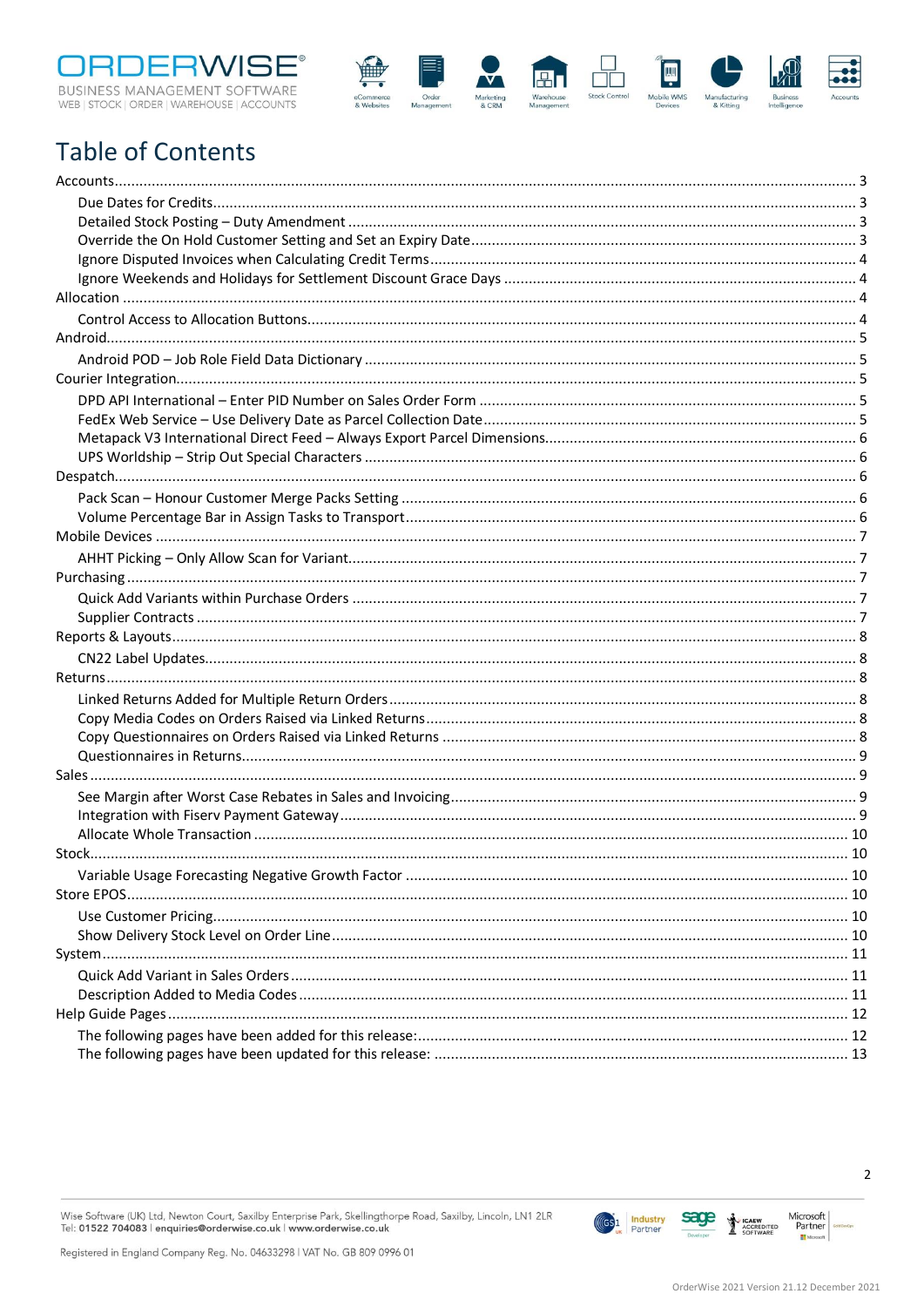# Table of Contents

- Accounts ... 3
  - Due Dates for Credits ... 3
  - Detailed Stock Posting – Duty Amendment ... 3
  - Override the On Hold Customer Setting and Set an Expiry Date ... 3
  - Ignore Disputed Invoices when Calculating Credit Terms ... 4
  - Ignore Weekends and Holidays for Settlement Discount Grace Days ... 4
- Allocation ... 4
  - Control Access to Allocation Buttons ... 4
- Android ... 5
  - Android POD – Job Role Field Data Dictionary ... 5
- Courier Integration ... 5
  - DPD API International – Enter PID Number on Sales Order Form ... 5
  - FedEx Web Service – Use Delivery Date as Parcel Collection Date ... 5
  - Metapack V3 International Direct Feed – Always Export Parcel Dimensions ... 6
  - UPS Worldship – Strip Out Special Characters ... 6
- Despatch ... 6
  - Pack Scan – Honour Customer Merge Packs Setting ... 6
  - Volume Percentage Bar in Assign Tasks to Transport ... 6
- Mobile Devices ... 7
  - AHHT Picking – Only Allow Scan for Variant ... 7
- Purchasing ... 7
  - Quick Add Variants within Purchase Orders ... 7
  - Supplier Contracts ... 7
- Reports & Layouts ... 8
  - CN22 Label Updates ... 8
- Returns ... 8
  - Linked Returns Added for Multiple Return Orders ... 8
  - Copy Media Codes on Orders Raised via Linked Returns ... 8
  - Copy Questionnaires on Orders Raised via Linked Returns ... 8
  - Questionnaires in Returns ... 9
- Sales ... 9
  - See Margin after Worst Case Rebates in Sales and Invoicing ... 9
  - Integration with Fiserv Payment Gateway ... 9
  - Allocate Whole Transaction ... 10
- Stock ... 10
  - Variable Usage Forecasting Negative Growth Factor ... 10
- Store EPOS ... 10
  - Use Customer Pricing ... 10
  - Show Delivery Stock Level on Order Line ... 10
- System ... 11
  - Quick Add Variant in Sales Orders ... 11
  - Description Added to Media Codes ... 11
- Help Guide Pages ... 12
  - The following pages have been added for this release: ... 12
  - The following pages have been updated for this release: ... 13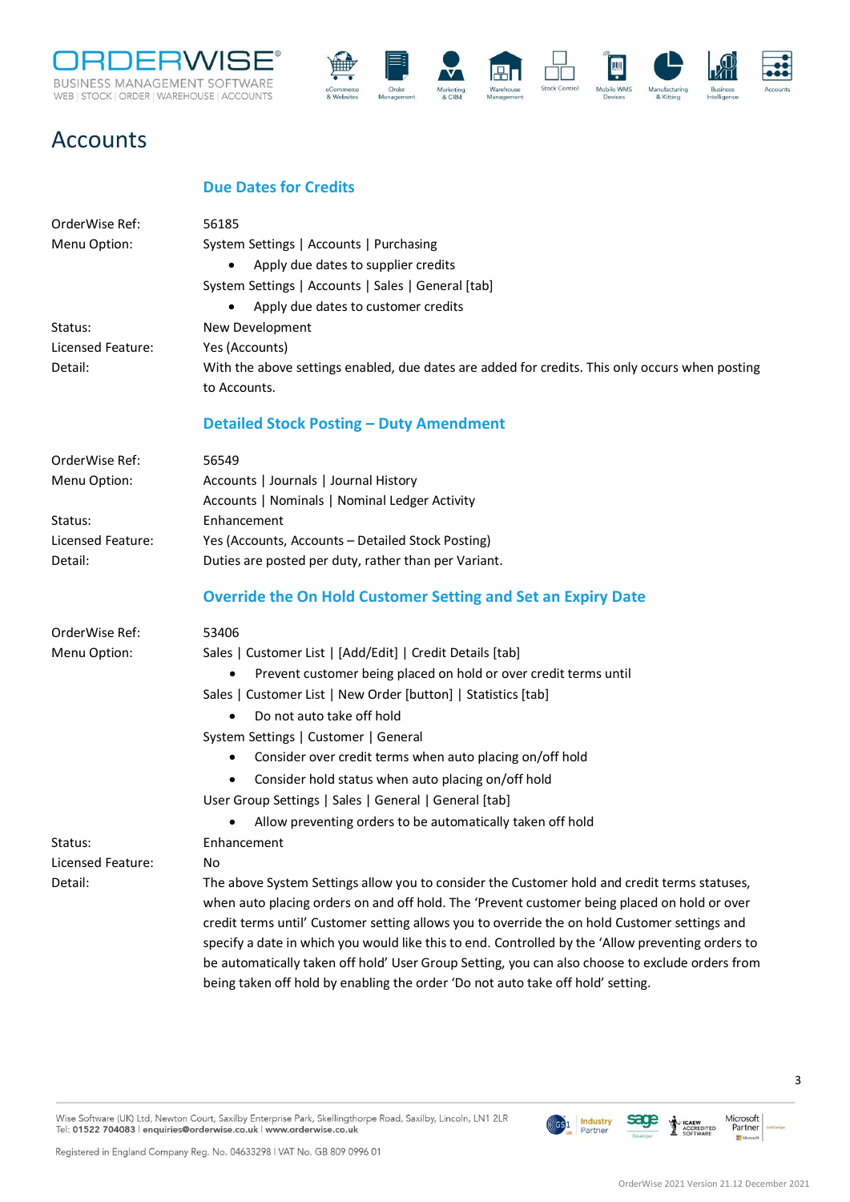# Accounts

## Due Dates for Credits

OrderWise Ref: 56185

Menu Option: System Settings | Accounts | Purchasing

- Apply due dates to supplier credits

System Settings | Accounts | Sales | General [tab]

- Apply due dates to customer credits

Status: New Development

Licensed Feature: Yes (Accounts)

Detail: With the above settings enabled, due dates are added for credits. This only occurs when posting to Accounts.

## Detailed Stock Posting – Duty Amendment

OrderWise Ref: 56549

Menu Option: Accounts | Journals | Journal History

Accounts | Nominals | Nominal Ledger Activity

Status: Enhancement

Licensed Feature: Yes (Accounts, Accounts – Detailed Stock Posting)

Detail: Duties are posted per duty, rather than per Variant.

## Override the On Hold Customer Setting and Set an Expiry Date

OrderWise Ref: 53406

Menu Option: Sales | Customer List | [Add/Edit] | Credit Details [tab]

- Prevent customer being placed on hold or over credit terms until

Sales | Customer List | New Order [button] | Statistics [tab]

- Do not auto take off hold

System Settings | Customer | General

- Consider over credit terms when auto placing on/off hold
- Consider hold status when auto placing on/off hold

User Group Settings | Sales | General | General [tab]

- Allow preventing orders to be automatically taken off hold

Status: Enhancement

Licensed Feature: No

Detail: The above System Settings allow you to consider the Customer hold and credit terms statuses, when auto placing orders on and off hold. The 'Prevent customer being placed on hold or over credit terms until' Customer setting allows you to override the on hold Customer settings and specify a date in which you would like this to end. Controlled by the 'Allow preventing orders to be automatically taken off hold' User Group Setting, you can also choose to exclude orders from being taken off hold by enabling the order 'Do not auto take off hold' setting.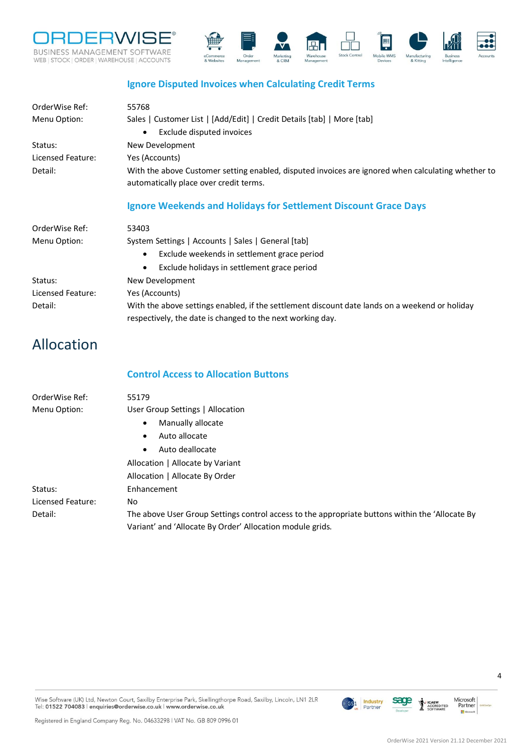### Ignore Disputed Invoices when Calculating Credit Terms

| | |
|---|---|
| OrderWise Ref: | 55768 |
| Menu Option: | Sales \| Customer List \| [Add/Edit] \| Credit Details [tab] \| More [tab]<br>• Exclude disputed invoices |
| Status: | New Development |
| Licensed Feature: | Yes (Accounts) |
| Detail: | With the above Customer setting enabled, disputed invoices are ignored when calculating whether to automatically place over credit terms. |

### Ignore Weekends and Holidays for Settlement Discount Grace Days

| | |
|---|---|
| OrderWise Ref: | 53403 |
| Menu Option: | System Settings \| Accounts \| Sales \| General [tab]<br>• Exclude weekends in settlement grace period<br>• Exclude holidays in settlement grace period |
| Status: | New Development |
| Licensed Feature: | Yes (Accounts) |
| Detail: | With the above settings enabled, if the settlement discount date lands on a weekend or holiday respectively, the date is changed to the next working day. |

## Allocation

### Control Access to Allocation Buttons

| | |
|---|---|
| OrderWise Ref: | 55179 |
| Menu Option: | User Group Settings \| Allocation<br>• Manually allocate<br>• Auto allocate<br>• Auto deallocate<br>Allocation \| Allocate by Variant<br>Allocation \| Allocate By Order |
| Status: | Enhancement |
| Licensed Feature: | No |
| Detail: | The above User Group Settings control access to the appropriate buttons within the 'Allocate By Variant' and 'Allocate By Order' Allocation module grids. |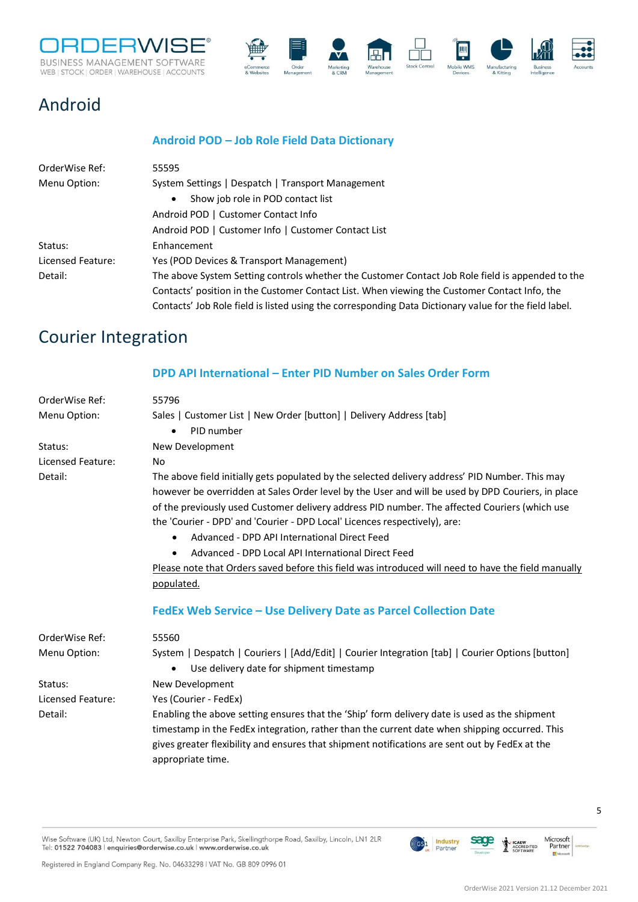# Android

### Android POD – Job Role Field Data Dictionary

OrderWise Ref: 55595

Menu Option: System Settings | Despatch | Transport Management

- Show job role in POD contact list

Android POD | Customer Contact Info

Android POD | Customer Info | Customer Contact List

Status: Enhancement

Licensed Feature: Yes (POD Devices & Transport Management)

Detail: The above System Setting controls whether the Customer Contact Job Role field is appended to the Contacts' position in the Customer Contact List. When viewing the Customer Contact Info, the Contacts' Job Role field is listed using the corresponding Data Dictionary value for the field label.

# Courier Integration

### DPD API International – Enter PID Number on Sales Order Form

OrderWise Ref: 55796

Menu Option: Sales | Customer List | New Order [button] | Delivery Address [tab]

- PID number

Status: New Development

Licensed Feature: No

Detail: The above field initially gets populated by the selected delivery address' PID Number. This may however be overridden at Sales Order level by the User and will be used by DPD Couriers, in place of the previously used Customer delivery address PID number. The affected Couriers (which use the 'Courier - DPD' and 'Courier - DPD Local' Licences respectively), are:

- Advanced - DPD API International Direct Feed
- Advanced - DPD Local API International Direct Feed

Please note that Orders saved before this field was introduced will need to have the field manually populated.

### FedEx Web Service – Use Delivery Date as Parcel Collection Date

OrderWise Ref: 55560

Menu Option: System | Despatch | Couriers | [Add/Edit] | Courier Integration [tab] | Courier Options [button]

- Use delivery date for shipment timestamp

Status: New Development

Licensed Feature: Yes (Courier - FedEx)

Detail: Enabling the above setting ensures that the 'Ship' form delivery date is used as the shipment timestamp in the FedEx integration, rather than the current date when shipping occurred. This gives greater flexibility and ensures that shipment notifications are sent out by FedEx at the appropriate time.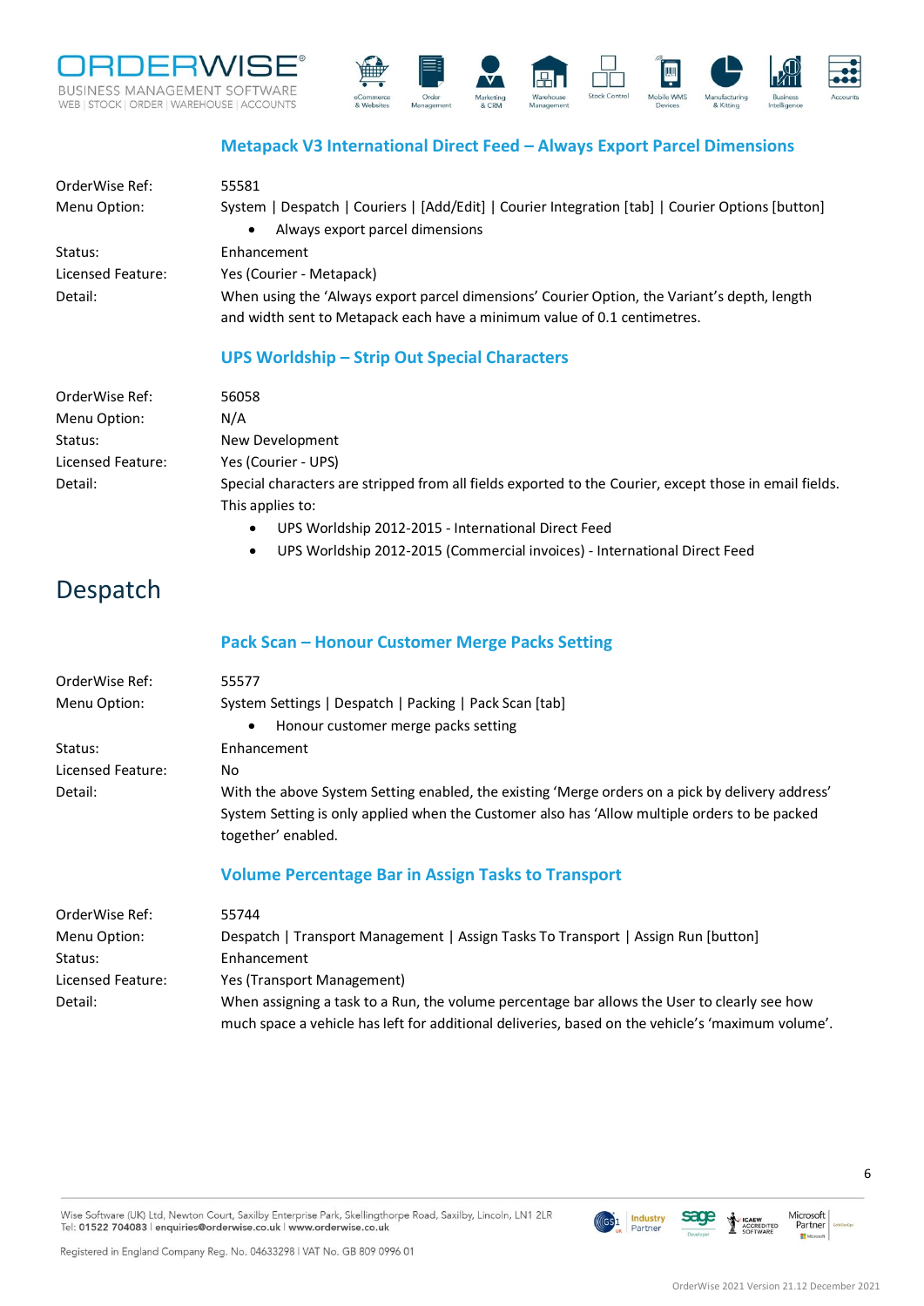### Metapack V3 International Direct Feed – Always Export Parcel Dimensions

OrderWise Ref: 55581

Menu Option: System | Despatch | Couriers | [Add/Edit] | Courier Integration [tab] | Courier Options [button]

- Always export parcel dimensions

Status: Enhancement

Licensed Feature: Yes (Courier - Metapack)

Detail: When using the 'Always export parcel dimensions' Courier Option, the Variant's depth, length and width sent to Metapack each have a minimum value of 0.1 centimetres.

### UPS Worldship – Strip Out Special Characters

OrderWise Ref: 56058

Menu Option: N/A

Status: New Development

Licensed Feature: Yes (Courier - UPS)

Detail: Special characters are stripped from all fields exported to the Courier, except those in email fields. This applies to:

- UPS Worldship 2012-2015 - International Direct Feed
- UPS Worldship 2012-2015 (Commercial invoices) - International Direct Feed

## Despatch

### Pack Scan – Honour Customer Merge Packs Setting

OrderWise Ref: 55577

Menu Option: System Settings | Despatch | Packing | Pack Scan [tab]

- Honour customer merge packs setting

Status: Enhancement

Licensed Feature: No

Detail: With the above System Setting enabled, the existing 'Merge orders on a pick by delivery address' System Setting is only applied when the Customer also has 'Allow multiple orders to be packed together' enabled.

### Volume Percentage Bar in Assign Tasks to Transport

OrderWise Ref: 55744

Menu Option: Despatch | Transport Management | Assign Tasks To Transport | Assign Run [button]

Status: Enhancement

Licensed Feature: Yes (Transport Management)

Detail: When assigning a task to a Run, the volume percentage bar allows the User to clearly see how much space a vehicle has left for additional deliveries, based on the vehicle's 'maximum volume'.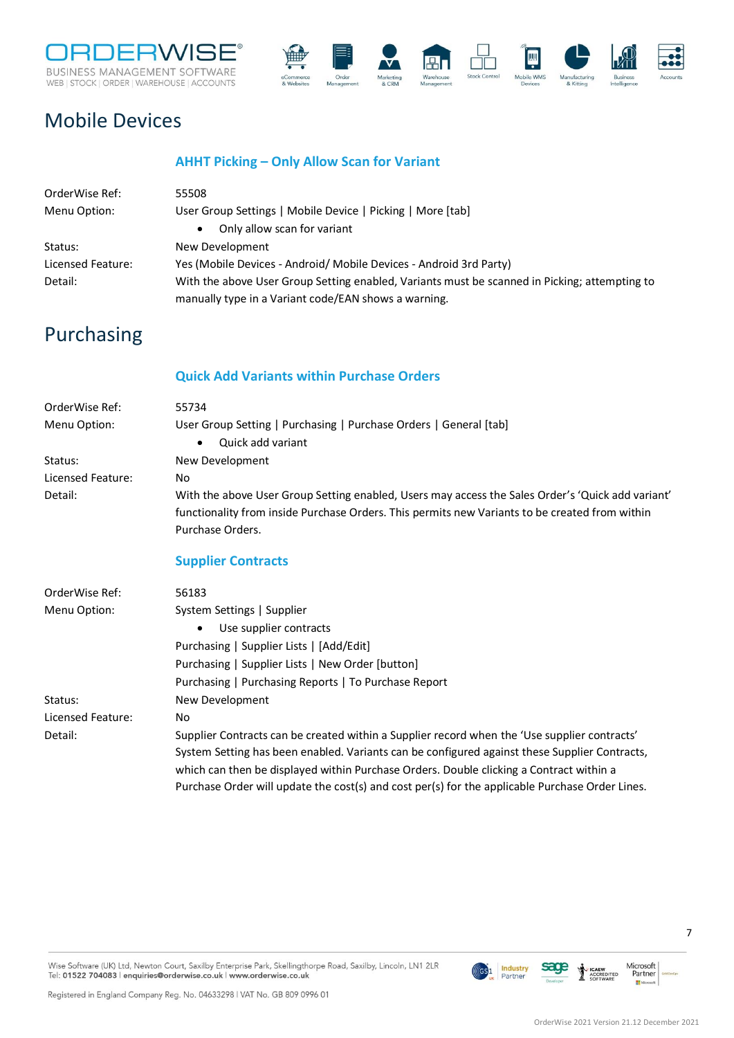# Mobile Devices

### AHHT Picking – Only Allow Scan for Variant

OrderWise Ref: 55508

Menu Option: User Group Settings | Mobile Device | Picking | More [tab]

- Only allow scan for variant

Status: New Development

Licensed Feature: Yes (Mobile Devices - Android/ Mobile Devices - Android 3rd Party)

Detail: With the above User Group Setting enabled, Variants must be scanned in Picking; attempting to manually type in a Variant code/EAN shows a warning.

# Purchasing

### Quick Add Variants within Purchase Orders

OrderWise Ref: 55734

Menu Option: User Group Setting | Purchasing | Purchase Orders | General [tab]

- Quick add variant

Status: New Development

Licensed Feature: No

Detail: With the above User Group Setting enabled, Users may access the Sales Order's 'Quick add variant' functionality from inside Purchase Orders. This permits new Variants to be created from within Purchase Orders.

### Supplier Contracts

OrderWise Ref: 56183

Menu Option: System Settings | Supplier

- Use supplier contracts

Purchasing | Supplier Lists | [Add/Edit]

Purchasing | Supplier Lists | New Order [button]

Purchasing | Purchasing Reports | To Purchase Report

Status: New Development

Licensed Feature: No

Detail: Supplier Contracts can be created within a Supplier record when the 'Use supplier contracts' System Setting has been enabled. Variants can be configured against these Supplier Contracts, which can then be displayed within Purchase Orders. Double clicking a Contract within a Purchase Order will update the cost(s) and cost per(s) for the applicable Purchase Order Lines.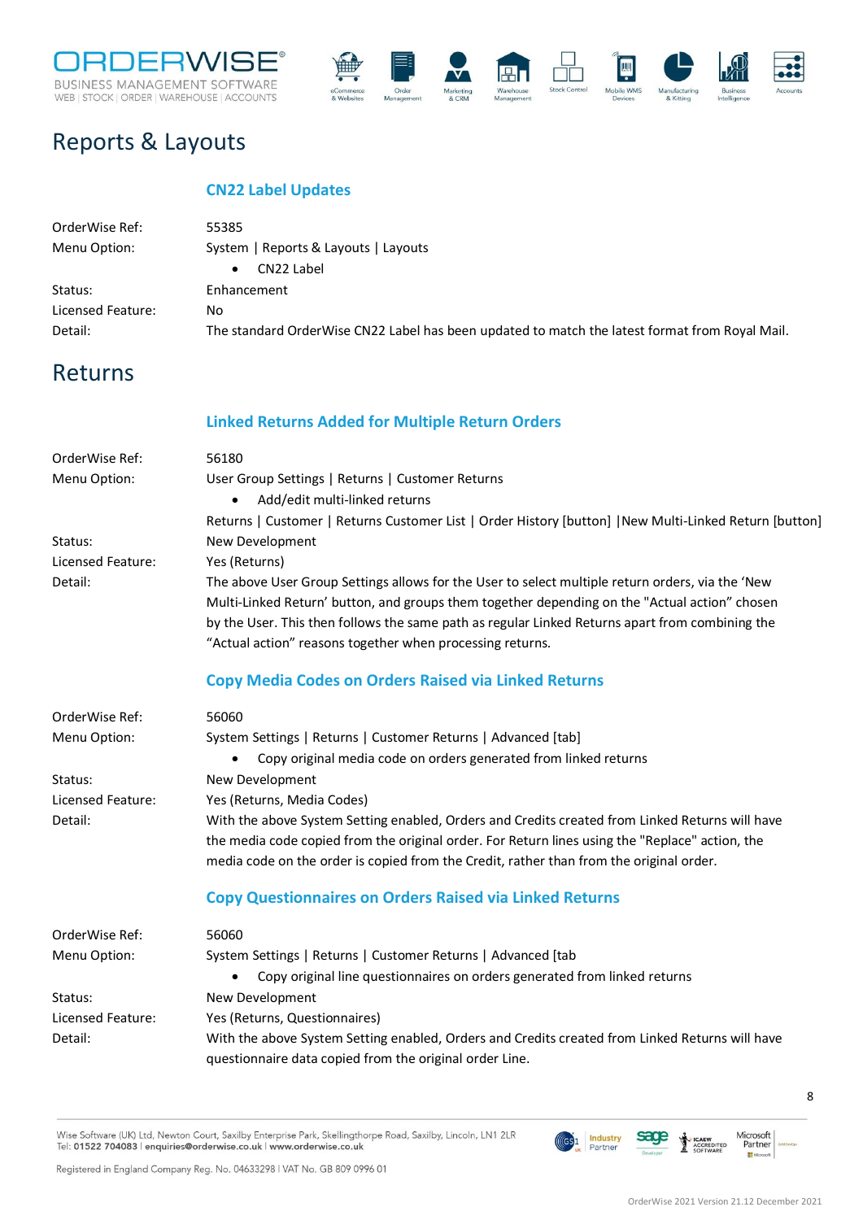# Reports & Layouts

### CN22 Label Updates

OrderWise Ref: 55385

Menu Option: System | Reports & Layouts | Layouts

- CN22 Label

Status: Enhancement

Licensed Feature: No

Detail: The standard OrderWise CN22 Label has been updated to match the latest format from Royal Mail.

# Returns

### Linked Returns Added for Multiple Return Orders

OrderWise Ref: 56180

Menu Option: User Group Settings | Returns | Customer Returns

- Add/edit multi-linked returns

Returns | Customer | Returns Customer List | Order History [button] |New Multi-Linked Return [button]

Status: New Development

Licensed Feature: Yes (Returns)

Detail: The above User Group Settings allows for the User to select multiple return orders, via the 'New Multi-Linked Return' button, and groups them together depending on the "Actual action" chosen by the User. This then follows the same path as regular Linked Returns apart from combining the "Actual action" reasons together when processing returns.

### Copy Media Codes on Orders Raised via Linked Returns

OrderWise Ref: 56060

Menu Option: System Settings | Returns | Customer Returns | Advanced [tab]

- Copy original media code on orders generated from linked returns

Status: New Development

Licensed Feature: Yes (Returns, Media Codes)

Detail: With the above System Setting enabled, Orders and Credits created from Linked Returns will have the media code copied from the original order. For Return lines using the "Replace" action, the media code on the order is copied from the Credit, rather than from the original order.

### Copy Questionnaires on Orders Raised via Linked Returns

OrderWise Ref: 56060

Menu Option: System Settings | Returns | Customer Returns | Advanced [tab

- Copy original line questionnaires on orders generated from linked returns

Status: New Development

Licensed Feature: Yes (Returns, Questionnaires)

Detail: With the above System Setting enabled, Orders and Credits created from Linked Returns will have questionnaire data copied from the original order Line.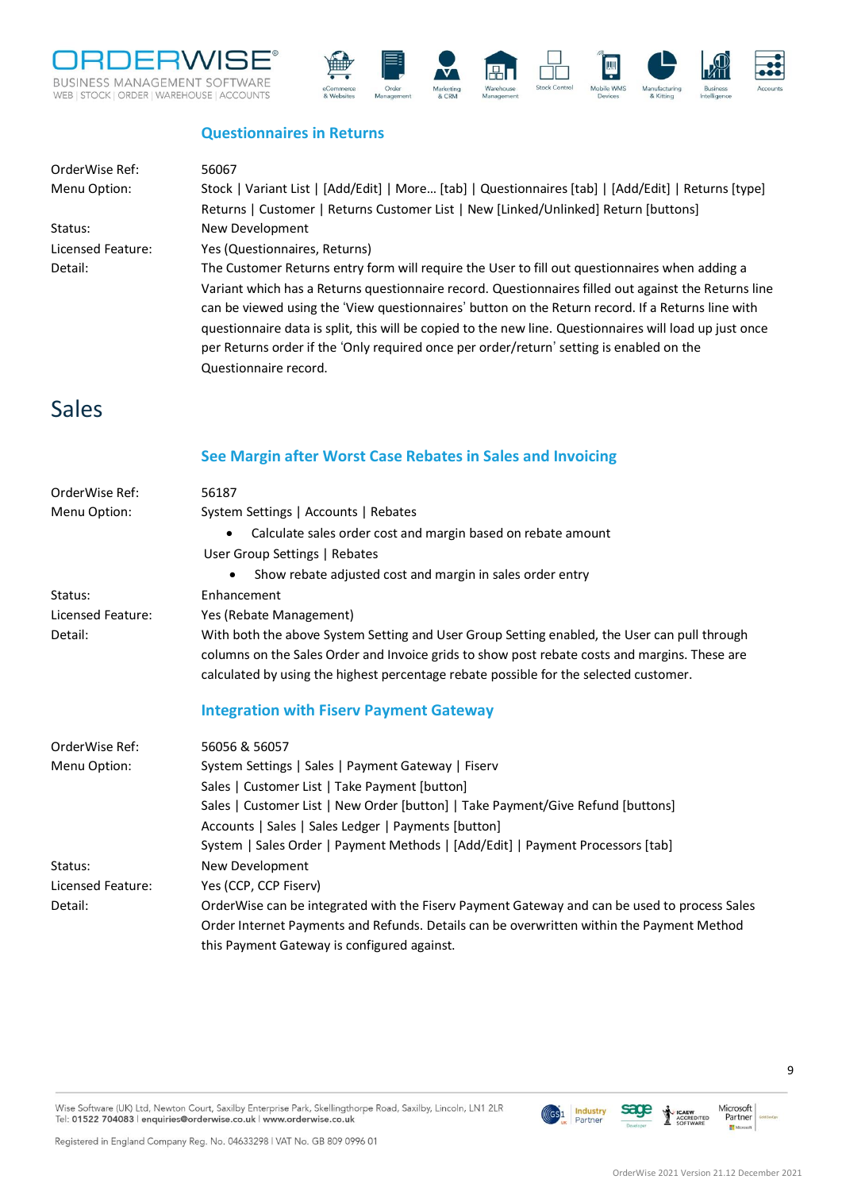### Questionnaires in Returns

| | |
|---|---|
| OrderWise Ref: | 56067 |
| Menu Option: | Stock \| Variant List \| [Add/Edit] \| More… [tab] \| Questionnaires [tab] \| [Add/Edit] \| Returns [type]<br>Returns \| Customer \| Returns Customer List \| New [Linked/Unlinked] Return [buttons] |
| Status: | New Development |
| Licensed Feature: | Yes (Questionnaires, Returns) |
| Detail: | The Customer Returns entry form will require the User to fill out questionnaires when adding a Variant which has a Returns questionnaire record. Questionnaires filled out against the Returns line can be viewed using the 'View questionnaires' button on the Return record. If a Returns line with questionnaire data is split, this will be copied to the new line. Questionnaires will load up just once per Returns order if the 'Only required once per order/return' setting is enabled on the Questionnaire record. |

# Sales

### See Margin after Worst Case Rebates in Sales and Invoicing

| | |
|---|---|
| OrderWise Ref: | 56187 |
| Menu Option: | System Settings \| Accounts \| Rebates<br>• Calculate sales order cost and margin based on rebate amount<br>User Group Settings \| Rebates<br>• Show rebate adjusted cost and margin in sales order entry |
| Status: | Enhancement |
| Licensed Feature: | Yes (Rebate Management) |
| Detail: | With both the above System Setting and User Group Setting enabled, the User can pull through columns on the Sales Order and Invoice grids to show post rebate costs and margins. These are calculated by using the highest percentage rebate possible for the selected customer. |

### Integration with Fiserv Payment Gateway

| | |
|---|---|
| OrderWise Ref: | 56056 & 56057 |
| Menu Option: | System Settings \| Sales \| Payment Gateway \| Fiserv<br>Sales \| Customer List \| Take Payment [button]<br>Sales \| Customer List \| New Order [button] \| Take Payment/Give Refund [buttons]<br>Accounts \| Sales \| Sales Ledger \| Payments [button]<br>System \| Sales Order \| Payment Methods \| [Add/Edit] \| Payment Processors [tab] |
| Status: | New Development |
| Licensed Feature: | Yes (CCP, CCP Fiserv) |
| Detail: | OrderWise can be integrated with the Fiserv Payment Gateway and can be used to process Sales Order Internet Payments and Refunds. Details can be overwritten within the Payment Method this Payment Gateway is configured against. |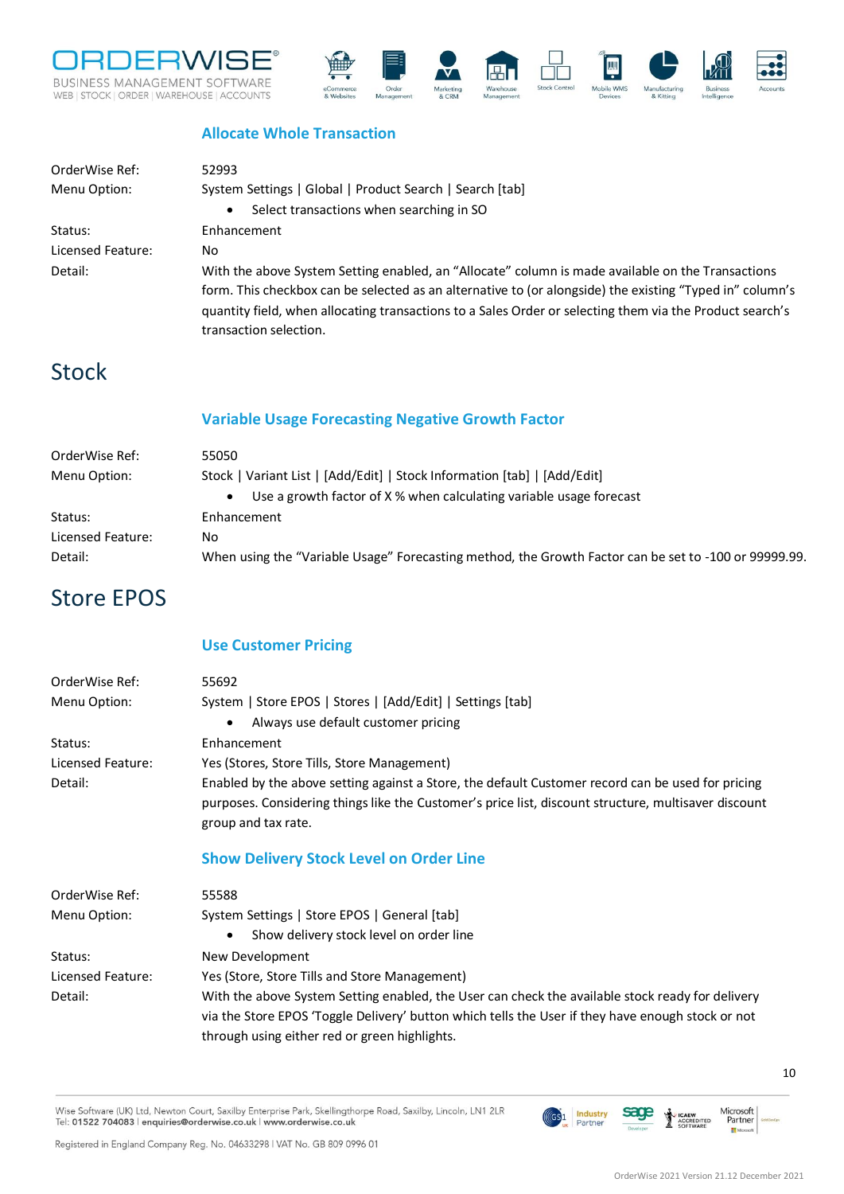### Allocate Whole Transaction

| | |
|---|---|
| OrderWise Ref: | 52993 |
| Menu Option: | System Settings \| Global \| Product Search \| Search [tab]<br>• Select transactions when searching in SO |
| Status: | Enhancement |
| Licensed Feature: | No |
| Detail: | With the above System Setting enabled, an "Allocate" column is made available on the Transactions form. This checkbox can be selected as an alternative to (or alongside) the existing "Typed in" column's quantity field, when allocating transactions to a Sales Order or selecting them via the Product search's transaction selection. |

## Stock

### Variable Usage Forecasting Negative Growth Factor

| | |
|---|---|
| OrderWise Ref: | 55050 |
| Menu Option: | Stock \| Variant List \| [Add/Edit] \| Stock Information [tab] \| [Add/Edit]<br>• Use a growth factor of X % when calculating variable usage forecast |
| Status: | Enhancement |
| Licensed Feature: | No |
| Detail: | When using the "Variable Usage" Forecasting method, the Growth Factor can be set to -100 or 99999.99. |

## Store EPOS

### Use Customer Pricing

| | |
|---|---|
| OrderWise Ref: | 55692 |
| Menu Option: | System \| Store EPOS \| Stores \| [Add/Edit] \| Settings [tab]<br>• Always use default customer pricing |
| Status: | Enhancement |
| Licensed Feature: | Yes (Stores, Store Tills, Store Management) |
| Detail: | Enabled by the above setting against a Store, the default Customer record can be used for pricing purposes. Considering things like the Customer's price list, discount structure, multisaver discount group and tax rate. |

### Show Delivery Stock Level on Order Line

| | |
|---|---|
| OrderWise Ref: | 55588 |
| Menu Option: | System Settings \| Store EPOS \| General [tab]<br>• Show delivery stock level on order line |
| Status: | New Development |
| Licensed Feature: | Yes (Store, Store Tills and Store Management) |
| Detail: | With the above System Setting enabled, the User can check the available stock ready for delivery via the Store EPOS 'Toggle Delivery' button which tells the User if they have enough stock or not through using either red or green highlights. |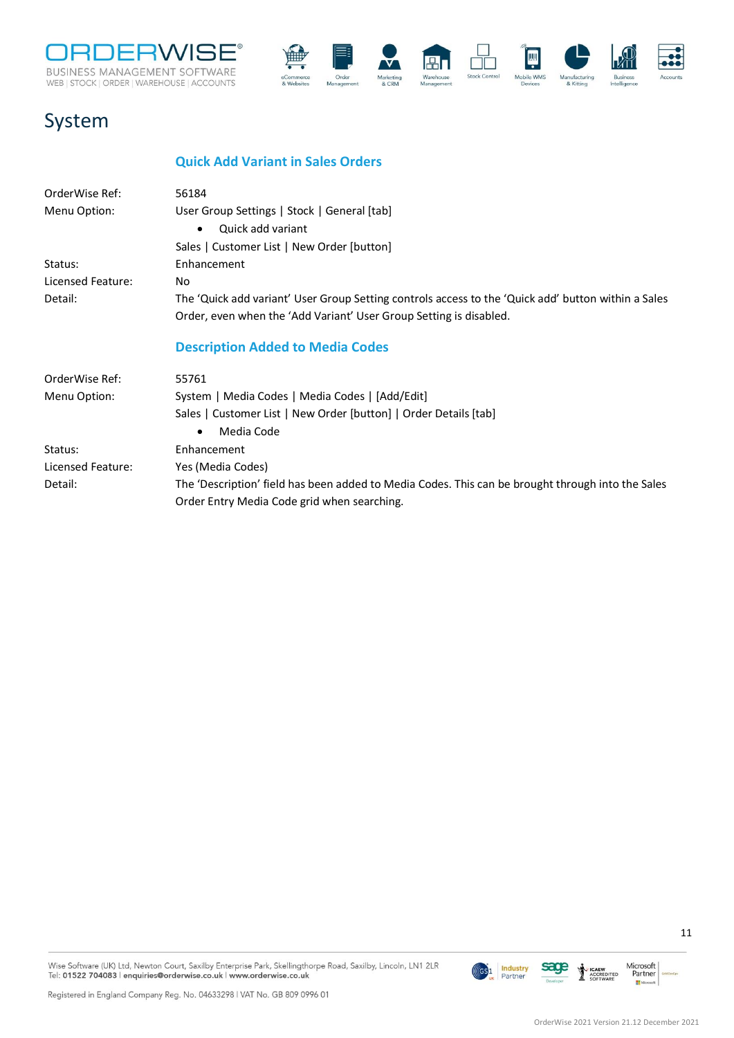# System

## Quick Add Variant in Sales Orders

OrderWise Ref: 56184

Menu Option: User Group Settings | Stock | General [tab]

- Quick add variant

Sales | Customer List | New Order [button]

Status: Enhancement

Licensed Feature: No

Detail: The 'Quick add variant' User Group Setting controls access to the 'Quick add' button within a Sales Order, even when the 'Add Variant' User Group Setting is disabled.

## Description Added to Media Codes

OrderWise Ref: 55761

Menu Option: System | Media Codes | Media Codes | [Add/Edit]

Sales | Customer List | New Order [button] | Order Details [tab]

- Media Code

Status: Enhancement

Licensed Feature: Yes (Media Codes)

Detail: The 'Description' field has been added to Media Codes. This can be brought through into the Sales Order Entry Media Code grid when searching.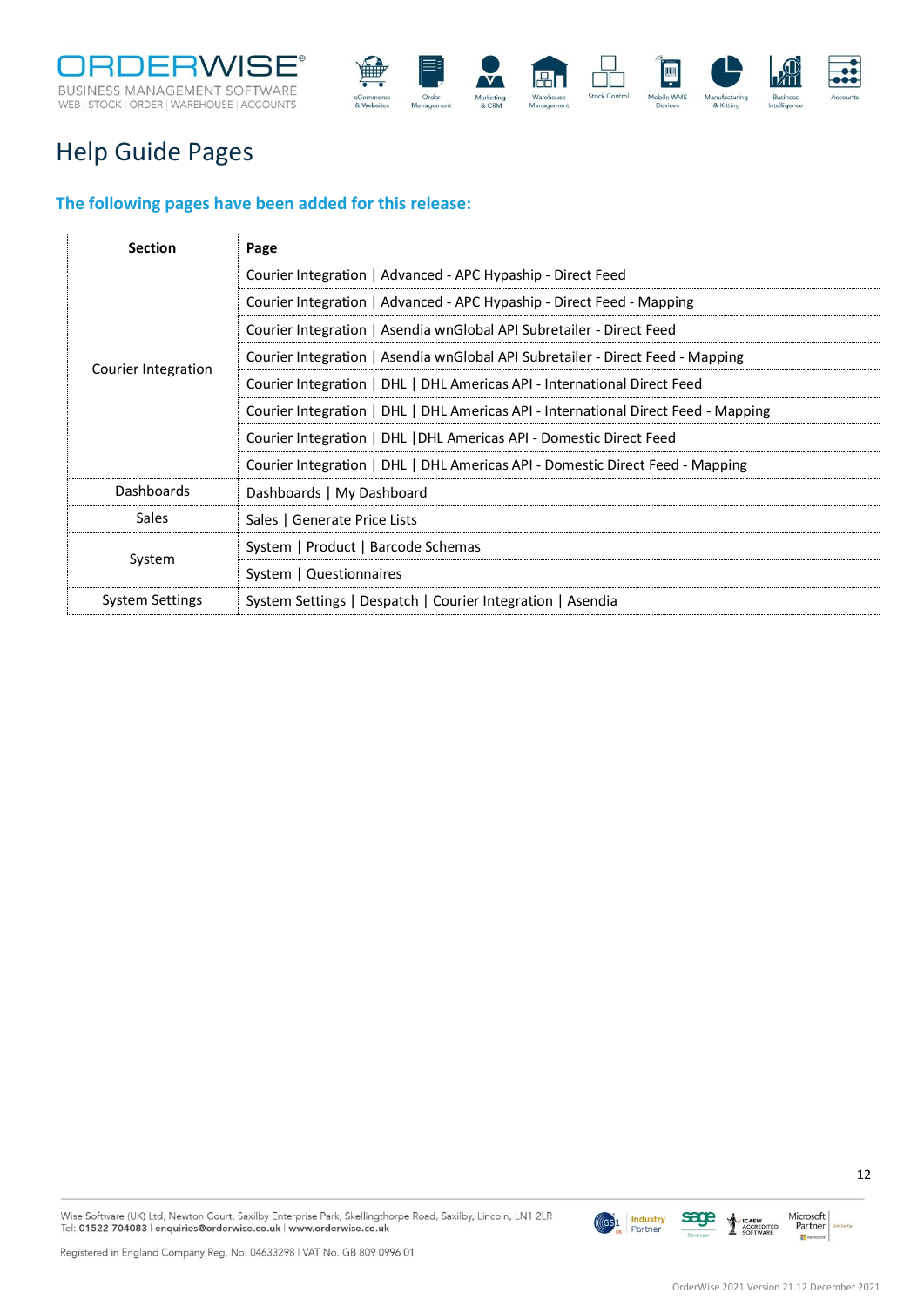# Help Guide Pages

## The following pages have been added for this release:

| Section | Page |
|---|---|
| Courier Integration | Courier Integration \| Advanced - APC Hypaship - Direct Feed |
| | Courier Integration \| Advanced - APC Hypaship - Direct Feed - Mapping |
| | Courier Integration \| Asendia wnGlobal API Subretailer - Direct Feed |
| | Courier Integration \| Asendia wnGlobal API Subretailer - Direct Feed - Mapping |
| | Courier Integration \| DHL \| DHL Americas API - International Direct Feed |
| | Courier Integration \| DHL \| DHL Americas API - International Direct Feed - Mapping |
| | Courier Integration \| DHL \|DHL Americas API - Domestic Direct Feed |
| | Courier Integration \| DHL \| DHL Americas API - Domestic Direct Feed - Mapping |
| Dashboards | Dashboards \| My Dashboard |
| Sales | Sales \| Generate Price Lists |
| System | System \| Product \| Barcode Schemas |
| | System \| Questionnaires |
| System Settings | System Settings \| Despatch \| Courier Integration \| Asendia |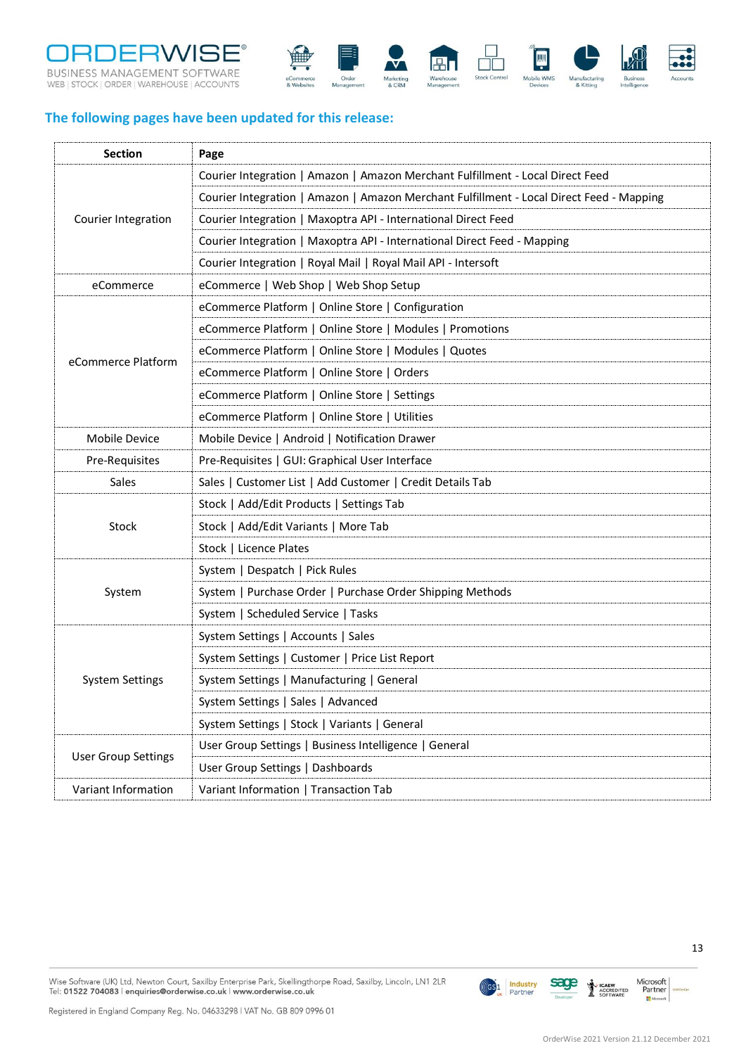## The following pages have been updated for this release:

| Section | Page |
|---|---|
| Courier Integration | Courier Integration \| Amazon \| Amazon Merchant Fulfillment - Local Direct Feed |
| | Courier Integration \| Amazon \| Amazon Merchant Fulfillment - Local Direct Feed - Mapping |
| | Courier Integration \| Maxoptra API - International Direct Feed |
| | Courier Integration \| Maxoptra API - International Direct Feed - Mapping |
| | Courier Integration \| Royal Mail \| Royal Mail API - Intersoft |
| eCommerce | eCommerce \| Web Shop \| Web Shop Setup |
| eCommerce Platform | eCommerce Platform \| Online Store \| Configuration |
| | eCommerce Platform \| Online Store \| Modules \| Promotions |
| | eCommerce Platform \| Online Store \| Modules \| Quotes |
| | eCommerce Platform \| Online Store \| Orders |
| | eCommerce Platform \| Online Store \| Settings |
| | eCommerce Platform \| Online Store \| Utilities |
| Mobile Device | Mobile Device \| Android \| Notification Drawer |
| Pre-Requisites | Pre-Requisites \| GUI: Graphical User Interface |
| Sales | Sales \| Customer List \| Add Customer \| Credit Details Tab |
| Stock | Stock \| Add/Edit Products \| Settings Tab |
| | Stock \| Add/Edit Variants \| More Tab |
| | Stock \| Licence Plates |
| System | System \| Despatch \| Pick Rules |
| | System \| Purchase Order \| Purchase Order Shipping Methods |
| | System \| Scheduled Service \| Tasks |
| System Settings | System Settings \| Accounts \| Sales |
| | System Settings \| Customer \| Price List Report |
| | System Settings \| Manufacturing \| General |
| | System Settings \| Sales \| Advanced |
| | System Settings \| Stock \| Variants \| General |
| User Group Settings | User Group Settings \| Business Intelligence \| General |
| | User Group Settings \| Dashboards |
| Variant Information | Variant Information \| Transaction Tab |